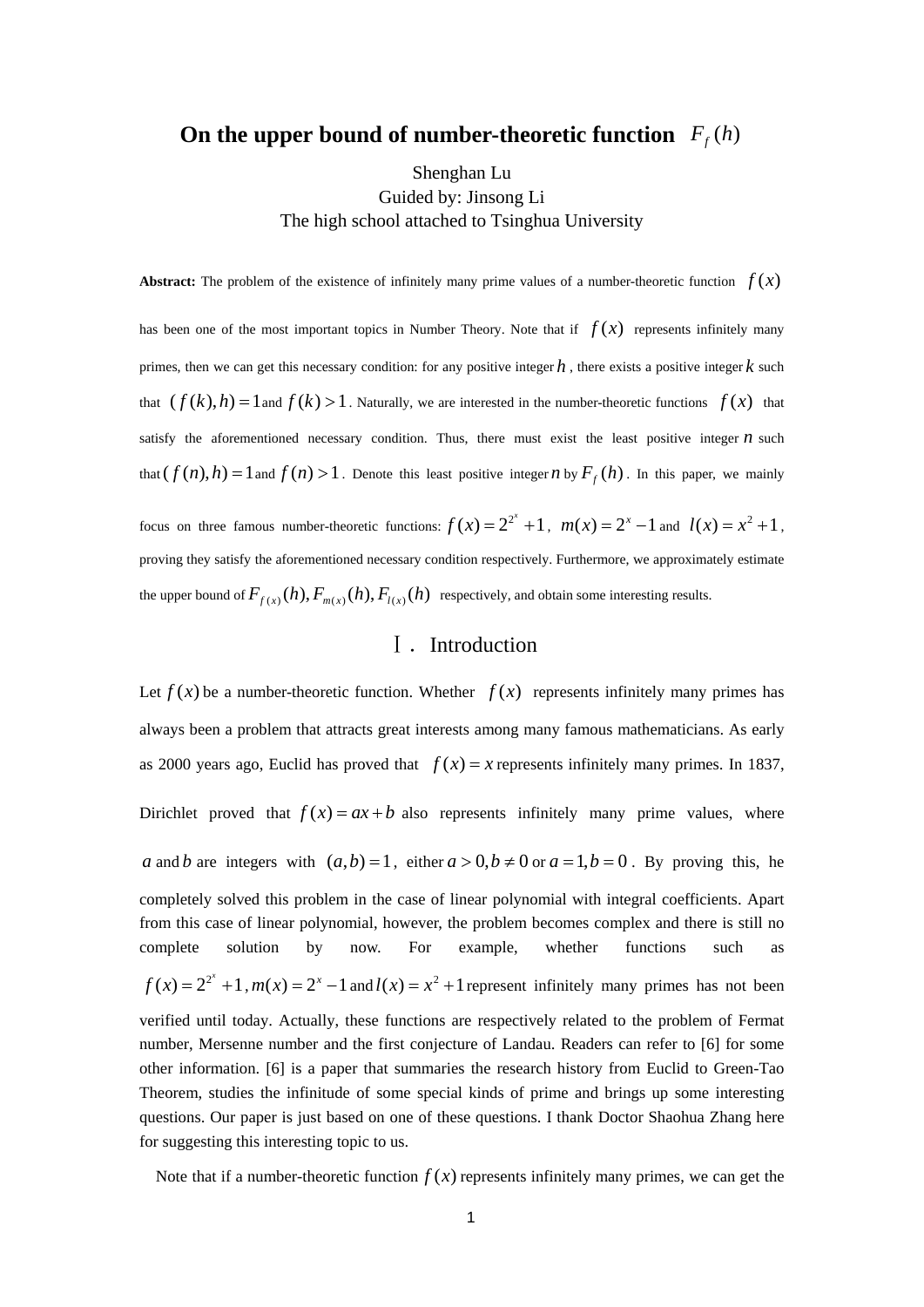# On the upper bound of number-theoretic function $F_f(h)$

Shenghan Lu
Guided by: Jinsong Li
The high school attached to Tsinghua University

**Abstract:** The problem of the existence of infinitely many prime values of a number-theoretic function $f(x)$ has been one of the most important topics in Number Theory. Note that if $f(x)$ represents infinitely many primes, then we can get this necessary condition: for any positive integer $h$, there exists a positive integer $k$ such that $(f(k),h)=1$ and $f(k)>1$. Naturally, we are interested in the number-theoretic functions $f(x)$ that satisfy the aforementioned necessary condition. Thus, there must exist the least positive integer $n$ such that $(f(n),h)=1$ and $f(n)>1$. Denote this least positive integer $n$ by $F_f(h)$. In this paper, we mainly focus on three famous number-theoretic functions: $f(x)=2^{2^x}+1$, $m(x)=2^x-1$ and $l(x)=x^2+1$, proving they satisfy the aforementioned necessary condition respectively. Furthermore, we approximately estimate the upper bound of $F_{f(x)}(h), F_{m(x)}(h), F_{l(x)}(h)$ respectively, and obtain some interesting results.

## Ⅰ. Introduction

Let $f(x)$ be a number-theoretic function. Whether $f(x)$ represents infinitely many primes has always been a problem that attracts great interests among many famous mathematicians. As early as 2000 years ago, Euclid has proved that $f(x)=x$ represents infinitely many primes. In 1837, Dirichlet proved that $f(x)=ax+b$ also represents infinitely many prime values, where $a$ and $b$ are integers with $(a,b)=1$, either $a>0, b\neq 0$ or $a=1, b=0$. By proving this, he completely solved this problem in the case of linear polynomial with integral coefficients. Apart from this case of linear polynomial, however, the problem becomes complex and there is still no complete solution by now. For example, whether functions such as $f(x)=2^{2^x}+1$, $m(x)=2^x-1$ and $l(x)=x^2+1$ represent infinitely many primes has not been verified until today. Actually, these functions are respectively related to the problem of Fermat number, Mersenne number and the first conjecture of Landau. Readers can refer to [6] for some other information. [6] is a paper that summaries the research history from Euclid to Green-Tao Theorem, studies the infinitude of some special kinds of prime and brings up some interesting questions. Our paper is just based on one of these questions. I thank Doctor Shaohua Zhang here for suggesting this interesting topic to us.

Note that if a number-theoretic function $f(x)$ represents infinitely many primes, we can get the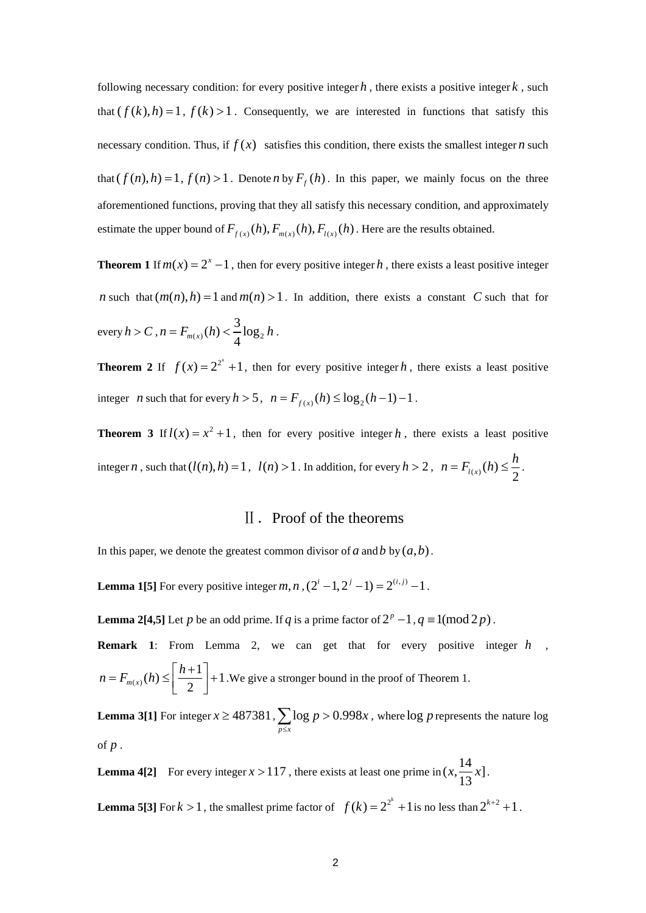following necessary condition: for every positive integer $h$, there exists a positive integer $k$, such that $(f(k),h)=1$, $f(k)>1$. Consequently, we are interested in functions that satisfy this necessary condition. Thus, if $f(x)$ satisfies this condition, there exists the smallest integer $n$ such that $(f(n),h)=1$, $f(n)>1$. Denote $n$ by $F_f(h)$. In this paper, we mainly focus on the three aforementioned functions, proving that they all satisfy this necessary condition, and approximately estimate the upper bound of $F_{f(x)}(h), F_{m(x)}(h), F_{l(x)}(h)$. Here are the results obtained.

**Theorem 1** If $m(x)=2^x-1$, then for every positive integer $h$, there exists a least positive integer $n$ such that $(m(n),h)=1$ and $m(n)>1$. In addition, there exists a constant $C$ such that for every $h>C$, $n=F_{m(x)}(h)<\frac{3}{4}\log_2 h$.

**Theorem 2** If $f(x)=2^{2^x}+1$, then for every positive integer $h$, there exists a least positive integer $n$ such that for every $h>5$, $n=F_{f(x)}(h)\le \log_2(h-1)-1$.

**Theorem 3** If $l(x)=x^2+1$, then for every positive integer $h$, there exists a least positive integer $n$, such that $(l(n),h)=1$, $l(n)>1$. In addition, for every $h>2$, $n=F_{l(x)}(h)\le \frac{h}{2}$.

## Ⅱ. Proof of the theorems

In this paper, we denote the greatest common divisor of $a$ and $b$ by $(a,b)$.

**Lemma 1[5]** For every positive integer $m,n$, $(2^i-1,2^j-1)=2^{(i,j)}-1$.

**Lemma 2[4,5]** Let $p$ be an odd prime. If $q$ is a prime factor of $2^p-1$, $q\equiv 1 \pmod{2p}$.

**Remark 1**: From Lemma 2, we can get that for every positive integer $h$, $n=F_{m(x)}(h)\le \left[\frac{h+1}{2}\right]+1$. We give a stronger bound in the proof of Theorem 1.

**Lemma 3[1]** For integer $x\ge 487381$, $\sum_{p\le x}\log p>0.998x$, where $\log p$ represents the nature log of $p$.

**Lemma 4[2]** For every integer $x>117$, there exists at least one prime in $(x,\frac{14}{13}x]$.

**Lemma 5[3]** For $k>1$, the smallest prime factor of $f(k)=2^{2^k}+1$ is no less than $2^{k+2}+1$.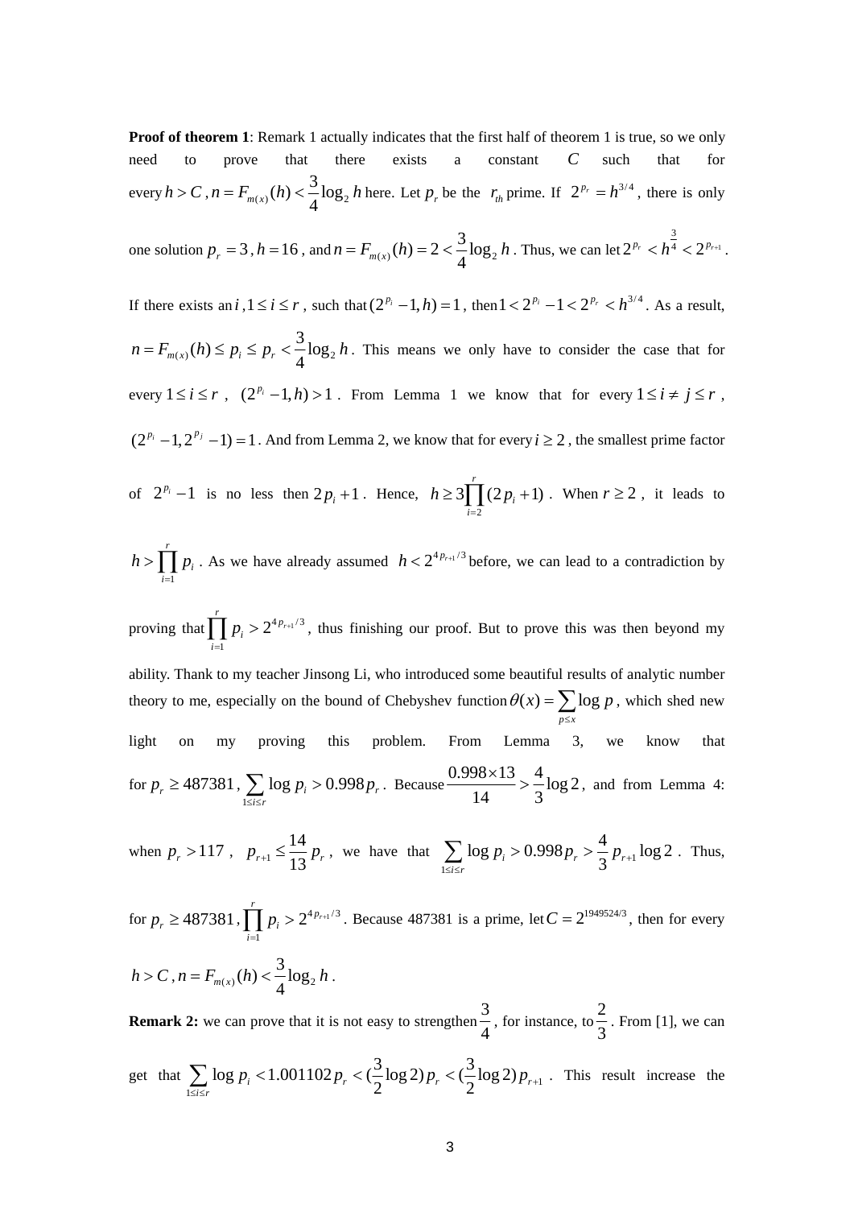**Proof of theorem 1**: Remark 1 actually indicates that the first half of theorem 1 is true, so we only need to prove that there exists a constant $C$ such that for every $h > C$, $n = F_{m(x)}(h) < \frac{3}{4}\log_2 h$ here. Let $p_r$ be the $r_{th}$ prime. If $2^{p_r} = h^{3/4}$, there is only one solution $p_r = 3$, $h = 16$, and $n = F_{m(x)}(h) = 2 < \frac{3}{4}\log_2 h$. Thus, we can let $2^{p_r} < h^{\frac{3}{4}} < 2^{p_{r+1}}$.

If there exists an $i$, $1 \le i \le r$, such that $(2^{p_i} - 1, h) = 1$, then $1 < 2^{p_i} - 1 < 2^{p_r} < h^{3/4}$. As a result, $n = F_{m(x)}(h) \le p_i \le p_r < \frac{3}{4}\log_2 h$. This means we only have to consider the case that for every $1 \le i \le r$, $(2^{p_i} - 1, h) > 1$. From Lemma 1 we know that for every $1 \le i \ne j \le r$, $(2^{p_i} - 1, 2^{p_j} - 1) = 1$. And from Lemma 2, we know that for every $i \ge 2$, the smallest prime factor of $2^{p_i} - 1$ is no less then $2p_i + 1$. Hence, $h \ge 3\prod_{i=2}^{r}(2p_i + 1)$. When $r \ge 2$, it leads to $h > \prod_{i=1}^{r} p_i$. As we have already assumed $h < 2^{4p_{r+1}/3}$ before, we can lead to a contradiction by proving that $\prod_{i=1}^{r} p_i > 2^{4p_{r+1}/3}$, thus finishing our proof. But to prove this was then beyond my ability. Thank to my teacher Jinsong Li, who introduced some beautiful results of analytic number theory to me, especially on the bound of Chebyshev function $\theta(x) = \sum_{p \le x} \log p$, which shed new light on my proving this problem. From Lemma 3, we know that for $p_r \ge 487381$, $\sum_{1 \le i \le r} \log p_i > 0.998 p_r$. Because $\frac{0.998 \times 13}{14} > \frac{4}{3}\log 2$, and from Lemma 4: when $p_r > 117$, $p_{r+1} \le \frac{14}{13} p_r$, we have that $\sum_{1 \le i \le r} \log p_i > 0.998 p_r > \frac{4}{3} p_{r+1} \log 2$. Thus, for $p_r \ge 487381$, $\prod_{i=1}^{r} p_i > 2^{4p_{r+1}/3}$. Because 487381 is a prime, let $C = 2^{1949524/3}$, then for every $h > C$, $n = F_{m(x)}(h) < \frac{3}{4}\log_2 h$.

**Remark 2:** we can prove that it is not easy to strengthen $\frac{3}{4}$, for instance, to $\frac{2}{3}$. From [1], we can get that $\sum_{1 \le i \le r} \log p_i < 1.001102 p_r < (\frac{3}{2}\log 2) p_r < (\frac{3}{2}\log 2) p_{r+1}$. This result increase the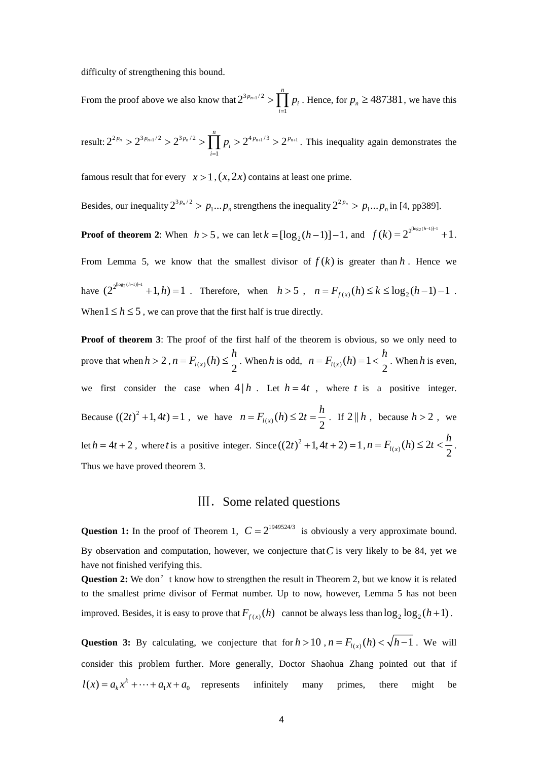difficulty of strengthening this bound.

From the proof above we also know that $2^{3p_{n+1}/2} > \prod_{i=1}^{n} p_i$. Hence, for $p_n \geq 487381$, we have this result: $2^{2p_n} > 2^{3p_{n+1}/2} > 2^{3p_n/2} > \prod_{i=1}^{n} p_i > 2^{4p_{n+1}/3} > 2^{p_{n+1}}$. This inequality again demonstrates the famous result that for every $x > 1$, $(x, 2x)$ contains at least one prime.

Besides, our inequality $2^{3p_n/2} > p_1 \ldots p_n$ strengthens the inequality $2^{2p_n} > p_1 \ldots p_n$ in [4, pp389].

**Proof of theorem 2**: When $h > 5$, we can let $k = [\log_2(h-1)] - 1$, and $f(k) = 2^{2^{[\log_2(h-1)]-1}} + 1$. From Lemma 5, we know that the smallest divisor of $f(k)$ is greater than $h$. Hence we have $(2^{2^{[\log_2(h-1)]-1}} + 1, h) = 1$. Therefore, when $h > 5$, $n = F_{f(x)}(h) \leq k \leq \log_2(h-1) - 1$. When $1 \leq h \leq 5$, we can prove that the first half is true directly.

**Proof of theorem 3**: The proof of the first half of the theorem is obvious, so we only need to prove that when $h > 2$, $n = F_{l(x)}(h) \leq \frac{h}{2}$. When $h$ is odd, $n = F_{l(x)}(h) = 1 < \frac{h}{2}$. When $h$ is even, we first consider the case when $4 | h$. Let $h = 4t$, where $t$ is a positive integer. Because $((2t)^2 + 1, 4t) = 1$, we have $n = F_{l(x)}(h) \leq 2t = \frac{h}{2}$. If $2 \| h$, because $h > 2$, we let $h = 4t + 2$, where $t$ is a positive integer. Since $((2t)^2 + 1, 4t + 2) = 1$, $n = F_{l(x)}(h) \leq 2t < \frac{h}{2}$. Thus we have proved theorem 3.

## Ⅲ. Some related questions

**Question 1:** In the proof of Theorem 1, $C = 2^{1949524/3}$ is obviously a very approximate bound. By observation and computation, however, we conjecture that $C$ is very likely to be 84, yet we have not finished verifying this.

**Question 2:** We don't know how to strengthen the result in Theorem 2, but we know it is related to the smallest prime divisor of Fermat number. Up to now, however, Lemma 5 has not been improved. Besides, it is easy to prove that $F_{f(x)}(h)$ cannot be always less than $\log_2 \log_2(h+1)$.

**Question 3:** By calculating, we conjecture that for $h > 10$, $n = F_{l(x)}(h) < \sqrt{h-1}$. We will consider this problem further. More generally, Doctor Shaohua Zhang pointed out that if $l(x) = a_k x^k + \cdots + a_1 x + a_0$ represents infinitely many primes, there might be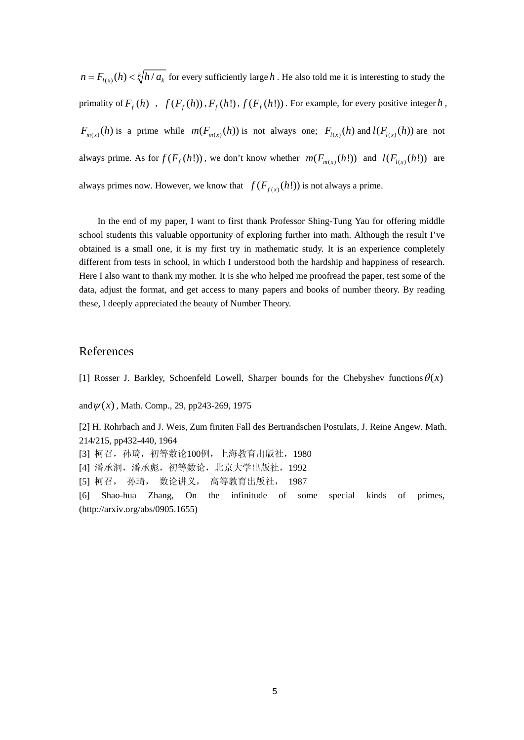$n = F_{l(x)}(h) < \sqrt[k]{h/a_k}$ for every sufficiently large $h$. He also told me it is interesting to study the primality of $F_f(h)$ , $f(F_f(h))$, $F_f(h!)$, $f(F_f(h!))$. For example, for every positive integer $h$, $F_{m(x)}(h)$ is a prime while $m(F_{m(x)}(h))$ is not always one; $F_{l(x)}(h)$ and $l(F_{l(x)}(h))$ are not always prime. As for $f(F_f(h!))$, we don't know whether $m(F_{m(x)}(h!))$ and $l(F_{l(x)}(h!))$ are always primes now. However, we know that $f(F_{f(x)}(h!))$ is not always a prime.

In the end of my paper, I want to first thank Professor Shing-Tung Yau for offering middle school students this valuable opportunity of exploring further into math. Although the result I've obtained is a small one, it is my first try in mathematic study. It is an experience completely different from tests in school, in which I understood both the hardship and happiness of research. Here I also want to thank my mother. It is she who helped me proofread the paper, test some of the data, adjust the format, and get access to many papers and books of number theory. By reading these, I deeply appreciated the beauty of Number Theory.

## References

[1] Rosser J. Barkley, Schoenfeld Lowell, Sharper bounds for the Chebyshev functions $\theta(x)$ and $\psi(x)$, Math. Comp., 29, pp243-269, 1975

[2] H. Rohrbach and J. Weis, Zum finiten Fall des Bertrandschen Postulats, J. Reine Angew. Math. 214/215, pp432-440, 1964

[3] 柯召，孙琦，初等数论100例，上海教育出版社，1980

[4] 潘承洞，潘承彪，初等数论，北京大学出版社，1992

[5] 柯召， 孙琦， 数论讲义， 高等教育出版社， 1987

[6] Shao-hua Zhang, On the infinitude of some special kinds of primes, (http://arxiv.org/abs/0905.1655)